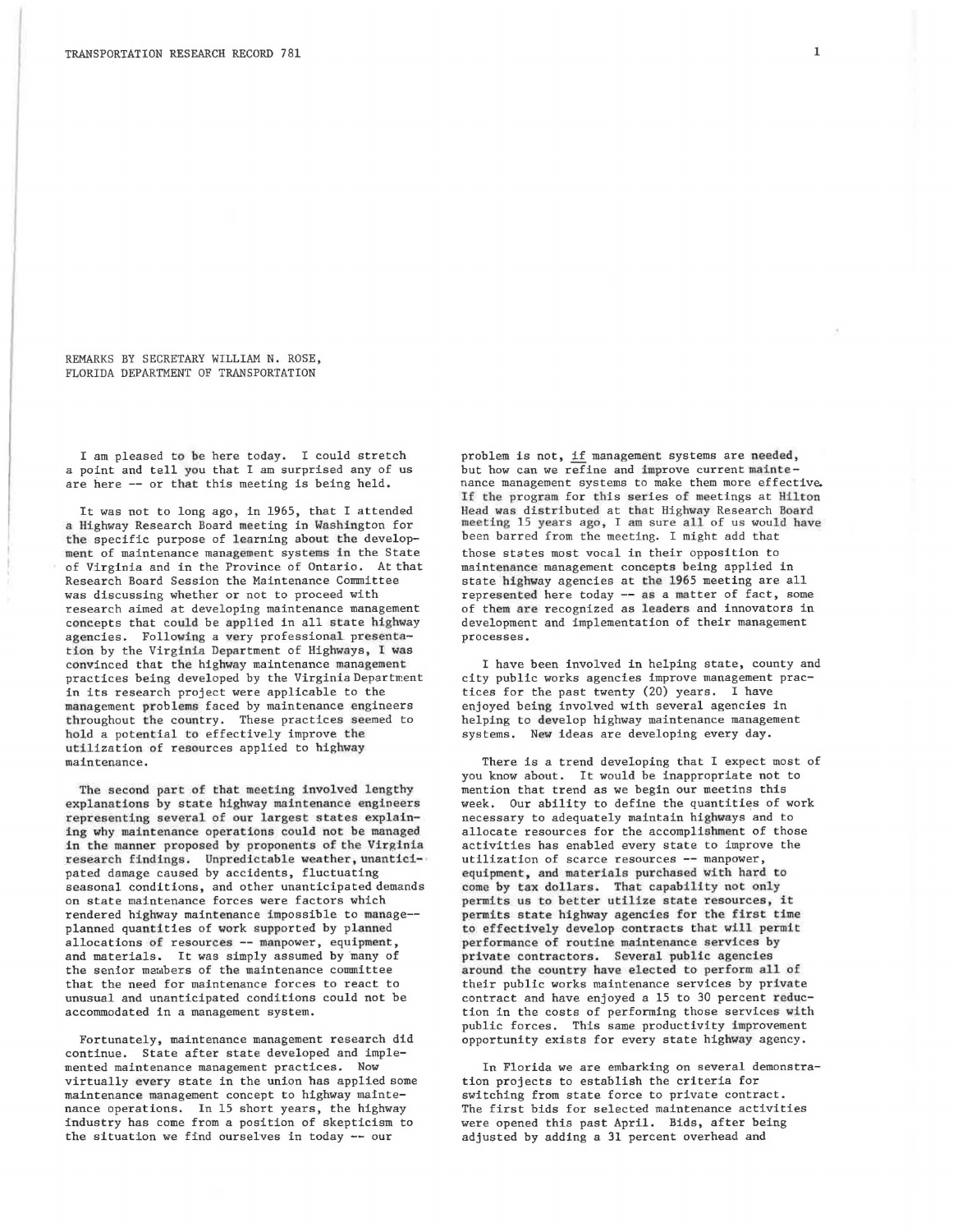REMARKS BY SECRETARY WILLIAM N. ROSE,
FLORIDA DEPARTMENT OF TRANSPORTATION

I am pleased to be here today. I could stretch a point and tell you that I am surprised any of us are here -- or that this meeting is being held.

It was not to long ago, in 1965, that I attended a Highway Research Board meeting in Washington for the specific purpose of learning about the development of maintenance management systems in the State of Virginia and in the Province of Ontario. At that Research Board Session the Maintenance Committee was discussing whether or not to proceed with research aimed at developing maintenance management concepts that could be applied in all state highway agencies. Following a very professional presentation by the Virginia Department of Highways, I was convinced that the highway maintenance management practices being developed by the Virginia Department in its research project were applicable to the management problems faced by maintenance engineers throughout the country. These practices seemed to hold a potential to effectively improve the utilization of resources applied to highway maintenance.

The second part of that meeting involved lengthy explanations by state highway maintenance engineers representing several of our largest states explaining why maintenance operations could not be managed in the manner proposed by proponents of the Virginia research findings. Unpredictable weather, unanticipated damage caused by accidents, fluctuating seasonal conditions, and other unanticipated demands on state maintenance forces were factors which rendered highway maintenance impossible to manage--planned quantities of work supported by planned allocations of resources -- manpower, equipment, and materials. It was simply assumed by many of the senior members of the maintenance committee that the need for maintenance forces to react to unusual and unanticipated conditions could not be accommodated in a management system.

Fortunately, maintenance management research did continue. State after state developed and implemented maintenance management practices. Now virtually every state in the union has applied some maintenance management concept to highway maintenance operations. In 15 short years, the highway industry has come from a position of skepticism to the situation we find ourselves in today -- our problem is not, _if_ management systems are needed, but how can we refine and improve current maintenance management systems to make them more effective. If the program for this series of meetings at Hilton Head was distributed at that Highway Research Board meeting 15 years ago, I am sure all of us would have been barred from the meeting. I might add that those states most vocal in their opposition to maintenance management concepts being applied in state highway agencies at the 1965 meeting are all represented here today -- as a matter of fact, some of them are recognized as leaders and innovators in development and implementation of their management processes.

I have been involved in helping state, county and city public works agencies improve management practices for the past twenty (20) years. I have enjoyed being involved with several agencies in helping to develop highway maintenance management systems. New ideas are developing every day.

There is a trend developing that I expect most of you know about. It would be inappropriate not to mention that trend as we begin our meetins this week. Our ability to define the quantities of work necessary to adequately maintain highways and to allocate resources for the accomplishment of those activities has enabled every state to improve the utilization of scarce resources -- manpower, equipment, and materials purchased with hard to come by tax dollars. That capability not only permits us to better utilize state resources, it permits state highway agencies for the first time to effectively develop contracts that will permit performance of routine maintenance services by private contractors. Several public agencies around the country have elected to perform all of their public works maintenance services by private contract and have enjoyed a 15 to 30 percent reduction in the costs of performing those services with public forces. This same productivity improvement opportunity exists for every state highway agency.

In Florida we are embarking on several demonstration projects to establish the criteria for switching from state force to private contract. The first bids for selected maintenance activities were opened this past April. Bids, after being adjusted by adding a 31 percent overhead and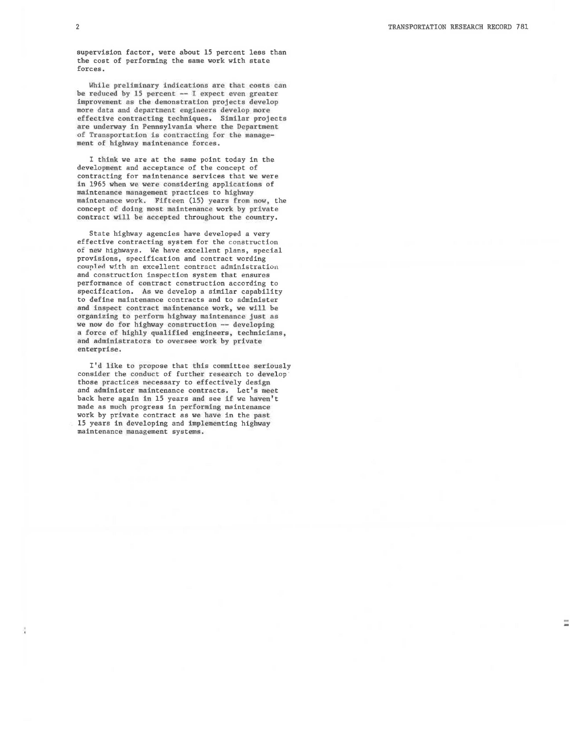supervision factor, were about 15 percent less than the cost of performing the same work with state forces.

While preliminary indications are that costs can be reduced by 15 percent -- I expect even greater improvement as the demonstration projects develop more data and department engineers develop more effective contracting techniques. Similar projects are underway in Pennsylvania where the Department of Transportation is contracting for the management of highway maintenance forces.

I think we are at the same point today in the development and acceptance of the concept of contracting for maintenance services that we were in 1965 when we were considering applications of maintenance management practices to highway maintenance work. Fifteen (15) years from now, the concept of doing most maintenance work by private contract will be accepted throughout the country.

State highway agencies have developed a very effective contracting system for the construction of new highways. We have excellent plans, special provisions, specification and contract wording coupled with an excellent contract administration and construction inspection system that ensures performance of contract construction according to specification. As we develop a similar capability to define maintenance contracts and to administer and inspect contract maintenance work, we will be organizing to perform highway maintenance just as we now do for highway construction -- developing a force of highly qualified engineers, technicians, and administrators to oversee work by private enterprise.

I'd like to propose that this committee seriously consider the conduct of further research to develop those practices necessary to effectively design and administer maintenance contracts. Let's meet back here again in 15 years and see if we haven't made as much progress in performing maintenance work by private contract as we have in the past 15 years in developing and implementing highway maintenance management systems.